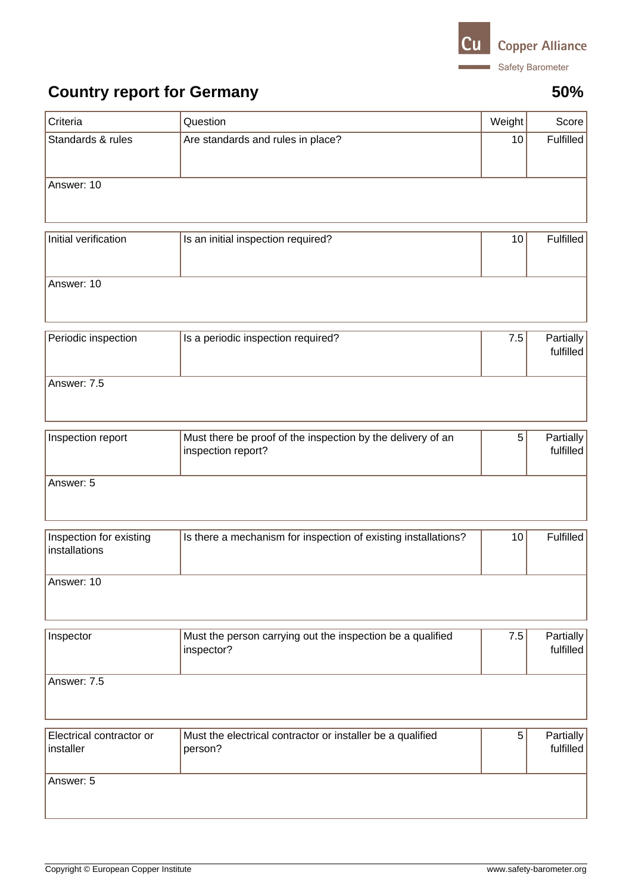Copper Alliance

Safety Barometer

# Country report for Germany

**50%**

| Criteria | Question | Weight | Score |
| --- | --- | --- | --- |
| Standards & rules | Are standards and rules in place? | 10 | Fulfilled |
| Answer: 10 | | | |

| Criteria | Question | Weight | Score |
| --- | --- | --- | --- |
| Initial verification | Is an initial inspection required? | 10 | Fulfilled |
| Answer: 10 | | | |

| Criteria | Question | Weight | Score |
| --- | --- | --- | --- |
| Periodic inspection | Is a periodic inspection required? | 7.5 | Partially fulfilled |
| Answer: 7.5 | | | |

| Criteria | Question | Weight | Score |
| --- | --- | --- | --- |
| Inspection report | Must there be proof of the inspection by the delivery of an inspection report? | 5 | Partially fulfilled |
| Answer: 5 | | | |

| Criteria | Question | Weight | Score |
| --- | --- | --- | --- |
| Inspection for existing installations | Is there a mechanism for inspection of existing installations? | 10 | Fulfilled |
| Answer: 10 | | | |

| Criteria | Question | Weight | Score |
| --- | --- | --- | --- |
| Inspector | Must the person carrying out the inspection be a qualified inspector? | 7.5 | Partially fulfilled |
| Answer: 7.5 | | | |

| Criteria | Question | Weight | Score |
| --- | --- | --- | --- |
| Electrical contractor or installer | Must the electrical contractor or installer be a qualified person? | 5 | Partially fulfilled |
| Answer: 5 | | | |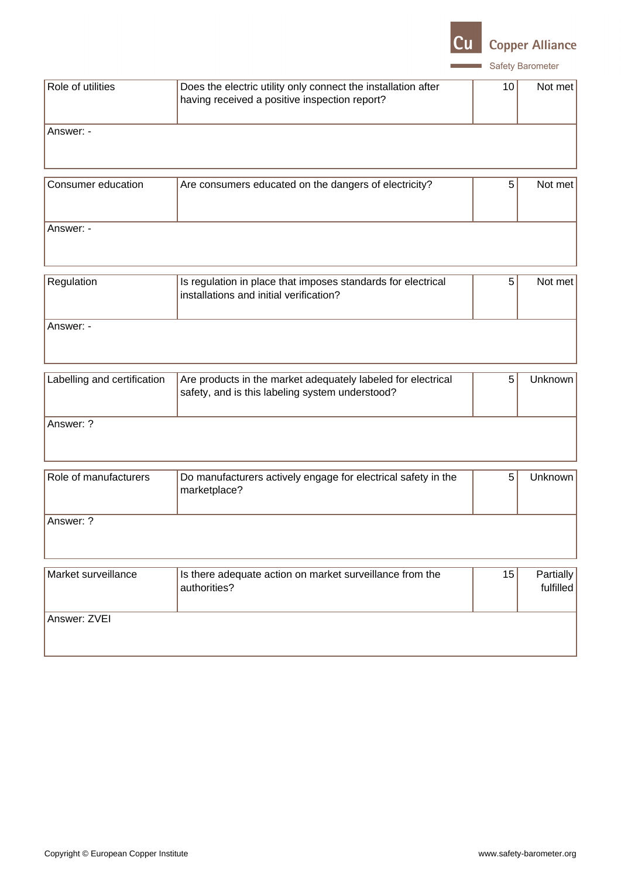| | | | |
|---|---|---|---|
| Role of utilities | Does the electric utility only connect the installation after having received a positive inspection report? | 10 | Not met |
| Answer: - | | | |

| | | | |
|---|---|---|---|
| Consumer education | Are consumers educated on the dangers of electricity? | 5 | Not met |
| Answer: - | | | |

| | | | |
|---|---|---|---|
| Regulation | Is regulation in place that imposes standards for electrical installations and initial verification? | 5 | Not met |
| Answer: - | | | |

| | | | |
|---|---|---|---|
| Labelling and certification | Are products in the market adequately labeled for electrical safety, and is this labeling system understood? | 5 | Unknown |
| Answer: ? | | | |

| | | | |
|---|---|---|---|
| Role of manufacturers | Do manufacturers actively engage for electrical safety in the marketplace? | 5 | Unknown |
| Answer: ? | | | |

| | | | |
|---|---|---|---|
| Market surveillance | Is there adequate action on market surveillance from the authorities? | 15 | Partially fulfilled |
| Answer: ZVEI | | | |